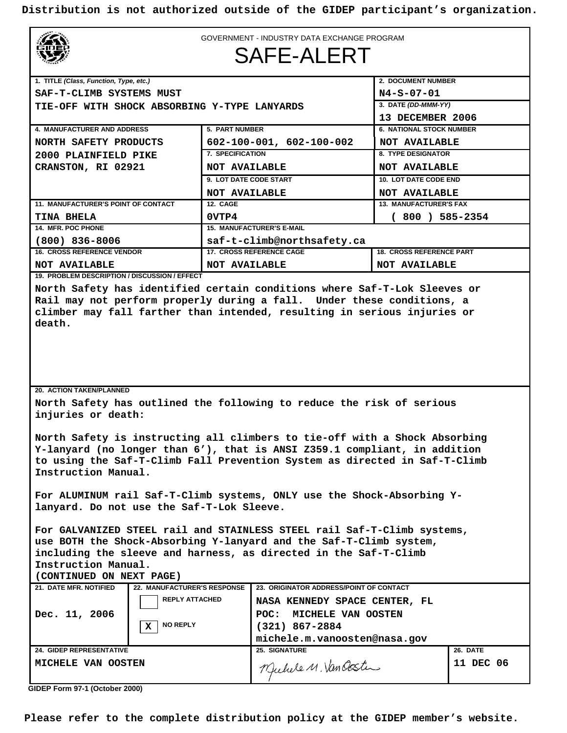Distribution is not authorized outside of the GIDEP participant's organization.

GOVERNMENT - INDUSTRY DATA EXCHANGE PROGRAM

# SAFE-ALERT

| 1. TITLE (Class, Function, Type, etc.) | | 2. DOCUMENT NUMBER |
|---|---|---|
| SAF-T-CLIMB SYSTEMS MUST TIE-OFF WITH SHOCK ABSORBING Y-TYPE LANYARDS | | N4-S-07-01 |
| | | 3. DATE (DD-MMM-YY) |
| | | 13 DECEMBER 2006 |
| 4. MANUFACTURER AND ADDRESS | 5. PART NUMBER | 6. NATIONAL STOCK NUMBER |
| NORTH SAFETY PRODUCTS 2000 PLAINFIELD PIKE CRANSTON, RI 02921 | 602-100-001, 602-100-002 | NOT AVAILABLE |
| | 7. SPECIFICATION | 8. TYPE DESIGNATOR |
| | NOT AVAILABLE | NOT AVAILABLE |
| | 9. LOT DATE CODE START | 10. LOT DATE CODE END |
| | NOT AVAILABLE | NOT AVAILABLE |
| 11. MANUFACTURER'S POINT OF CONTACT | 12. CAGE | 13. MANUFACTURER'S FAX |
| TINA BHELA | 0VTP4 | ( 800 ) 585-2354 |
| 14. MFR. POC PHONE | 15. MANUFACTURER'S E-MAIL | |
| (800) 836-8006 | saf-t-climb@northsafety.ca | |
| 16. CROSS REFERENCE VENDOR | 17. CROSS REFERENCE CAGE | 18. CROSS REFERENCE PART |
| NOT AVAILABLE | NOT AVAILABLE | NOT AVAILABLE |

**19. PROBLEM DESCRIPTION / DISCUSSION / EFFECT**

North Safety has identified certain conditions where Saf-T-Lok Sleeves or Rail may not perform properly during a fall. Under these conditions, a climber may fall farther than intended, resulting in serious injuries or death.

**20. ACTION TAKEN/PLANNED**

North Safety has outlined the following to reduce the risk of serious injuries or death:

North Safety is instructing all climbers to tie-off with a Shock Absorbing Y-lanyard (no longer than 6'), that is ANSI Z359.1 compliant, in addition to using the Saf-T-Climb Fall Prevention System as directed in Saf-T-Climb Instruction Manual.

For ALUMINUM rail Saf-T-Climb systems, ONLY use the Shock-Absorbing Y-lanyard. Do not use the Saf-T-Lok Sleeve.

For GALVANIZED STEEL rail and STAINLESS STEEL rail Saf-T-Climb systems, use BOTH the Shock-Absorbing Y-lanyard and the Saf-T-Climb system, including the sleeve and harness, as directed in the Saf-T-Climb Instruction Manual.
(CONTINUED ON NEXT PAGE)

| 21. DATE MFR. NOTIFIED | 22. MANUFACTURER'S RESPONSE | 23. ORIGINATOR ADDRESS/POINT OF CONTACT | |
|---|---|---|---|
| Dec. 11, 2006 | [ ] REPLY ATTACHED<br>[X] NO REPLY | NASA KENNEDY SPACE CENTER, FL<br>POC: MICHELE VAN OOSTEN<br>(321) 867-2884<br>michele.m.vanoosten@nasa.gov | |
| 24. GIDEP REPRESENTATIVE | | 25. SIGNATURE | 26. DATE |
| MICHELE VAN OOSTEN | | Michele M. Van Oosten | 11 DEC 06 |

GIDEP Form 97-1 (October 2000)

Please refer to the complete distribution policy at the GIDEP member's website.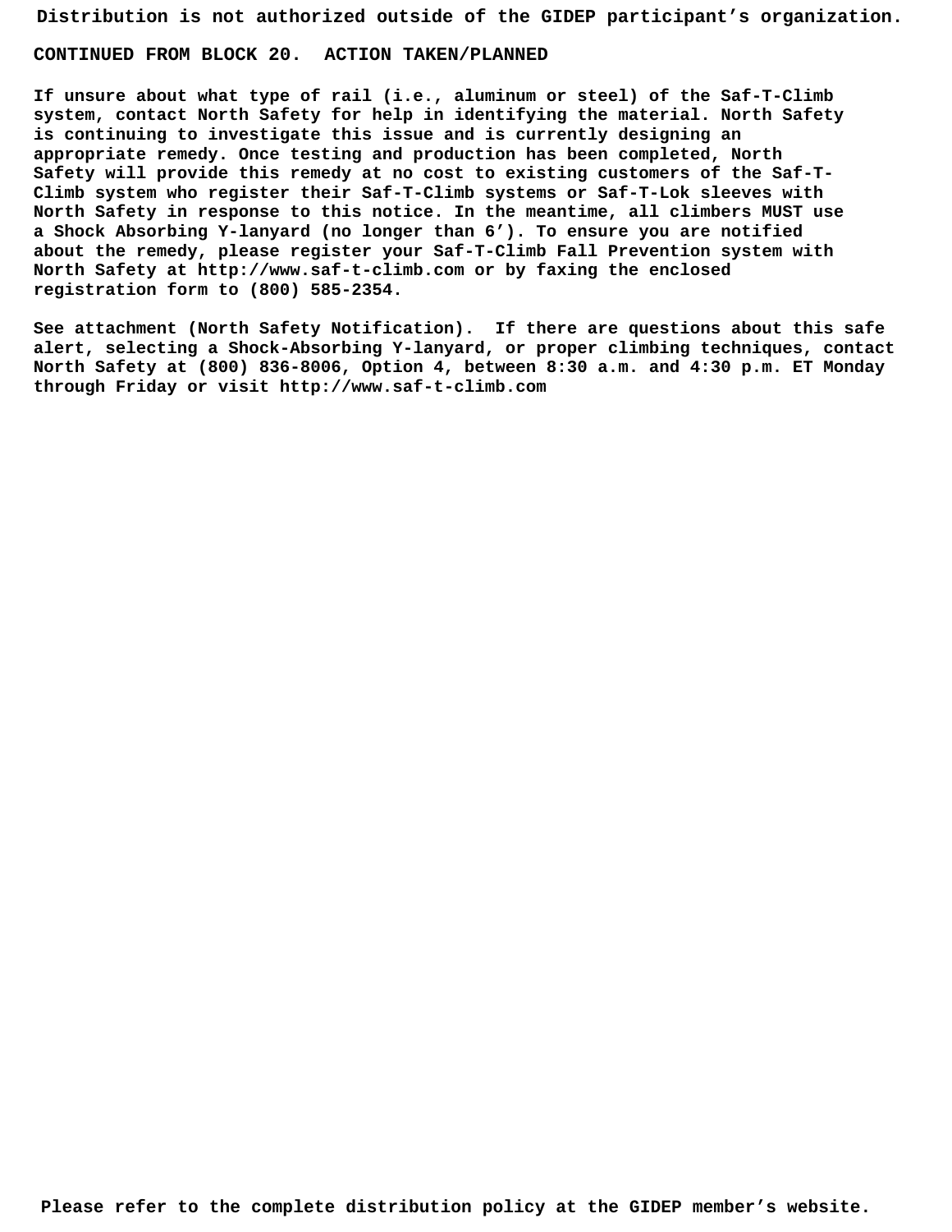**CONTINUED FROM BLOCK 20. ACTION TAKEN/PLANNED**

If unsure about what type of rail (i.e., aluminum or steel) of the Saf-T-Climb system, contact North Safety for help in identifying the material. North Safety is continuing to investigate this issue and is currently designing an appropriate remedy. Once testing and production has been completed, North Safety will provide this remedy at no cost to existing customers of the Saf-T-Climb system who register their Saf-T-Climb systems or Saf-T-Lok sleeves with North Safety in response to this notice. In the meantime, all climbers MUST use a Shock Absorbing Y-lanyard (no longer than 6'). To ensure you are notified about the remedy, please register your Saf-T-Climb Fall Prevention system with North Safety at http://www.saf-t-climb.com or by faxing the enclosed registration form to (800) 585-2354.

See attachment (North Safety Notification). If there are questions about this safe alert, selecting a Shock-Absorbing Y-lanyard, or proper climbing techniques, contact North Safety at (800) 836-8006, Option 4, between 8:30 a.m. and 4:30 p.m. ET Monday through Friday or visit http://www.saf-t-climb.com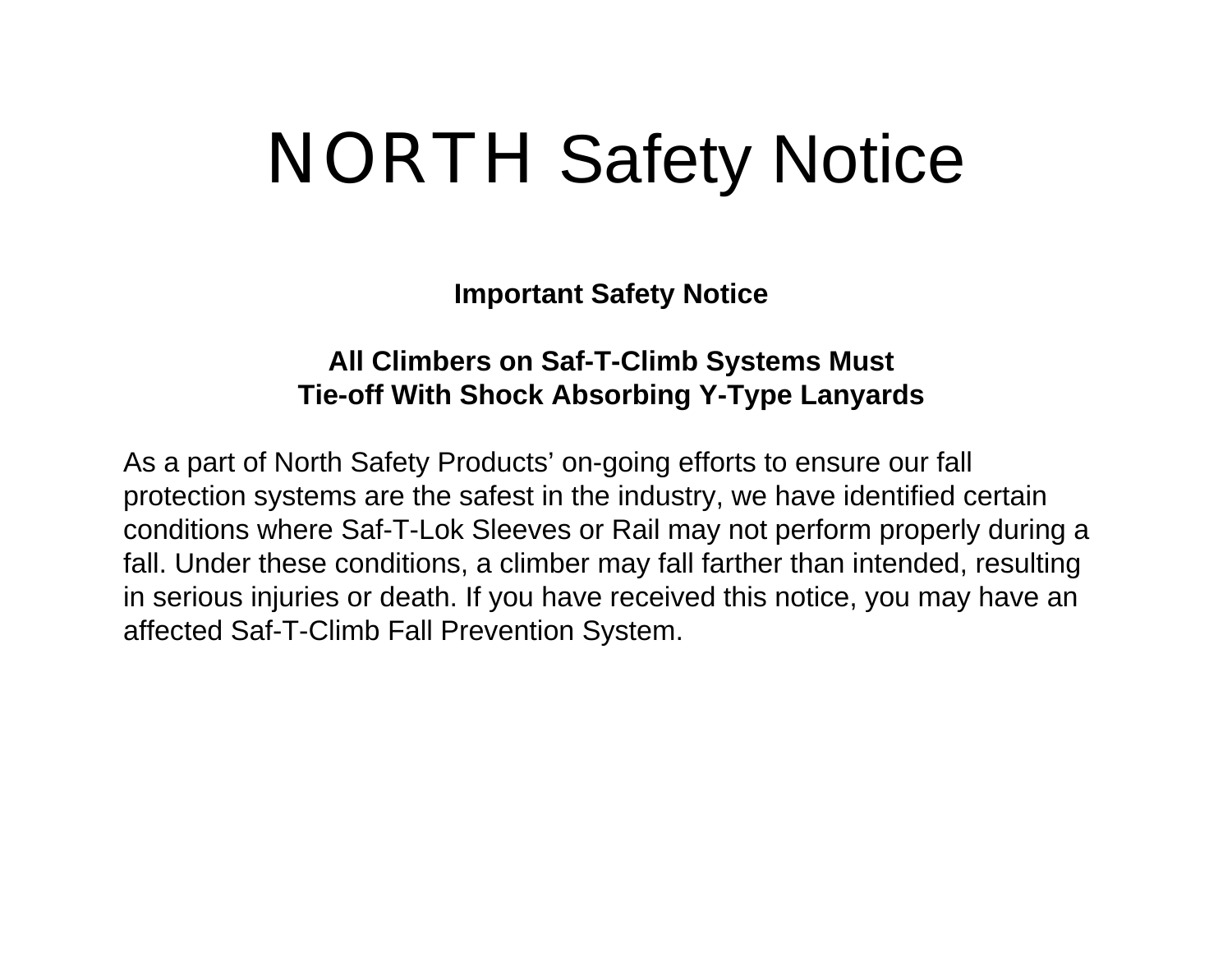# NORTH Safety Notice

**Important Safety Notice**

**All Climbers on Saf-T-Climb Systems Must Tie-off With Shock Absorbing Y-Type Lanyards**

As a part of North Safety Products' on-going efforts to ensure our fall protection systems are the safest in the industry, we have identified certain conditions where Saf-T-Lok Sleeves or Rail may not perform properly during a fall. Under these conditions, a climber may fall farther than intended, resulting in serious injuries or death. If you have received this notice, you may have an affected Saf-T-Climb Fall Prevention System.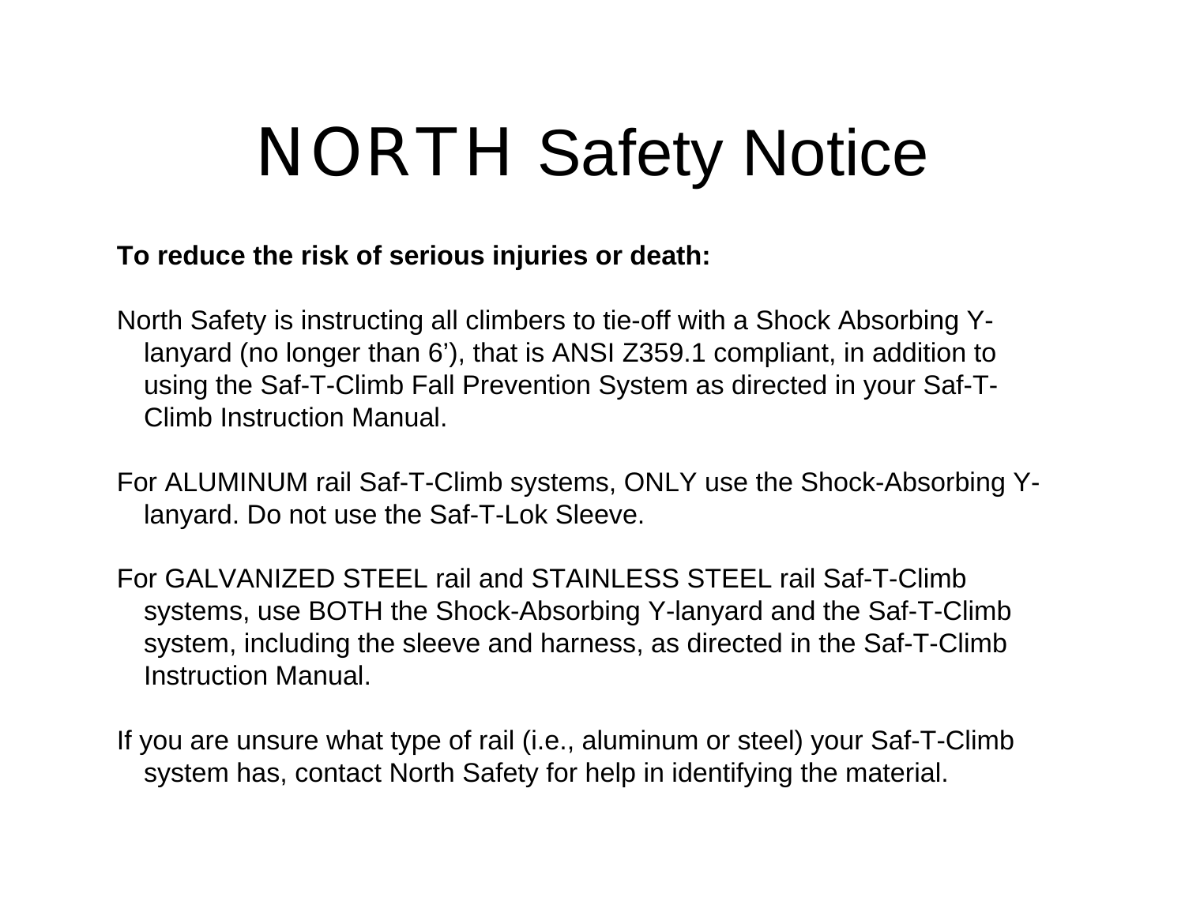# NORTH Safety Notice

**To reduce the risk of serious injuries or death:**

North Safety is instructing all climbers to tie-off with a Shock Absorbing Y-lanyard (no longer than 6'), that is ANSI Z359.1 compliant, in addition to using the Saf-T-Climb Fall Prevention System as directed in your Saf-T-Climb Instruction Manual.

For ALUMINUM rail Saf-T-Climb systems, ONLY use the Shock-Absorbing Y-lanyard. Do not use the Saf-T-Lok Sleeve.

For GALVANIZED STEEL rail and STAINLESS STEEL rail Saf-T-Climb systems, use BOTH the Shock-Absorbing Y-lanyard and the Saf-T-Climb system, including the sleeve and harness, as directed in the Saf-T-Climb Instruction Manual.

If you are unsure what type of rail (i.e., aluminum or steel) your Saf-T-Climb system has, contact North Safety for help in identifying the material.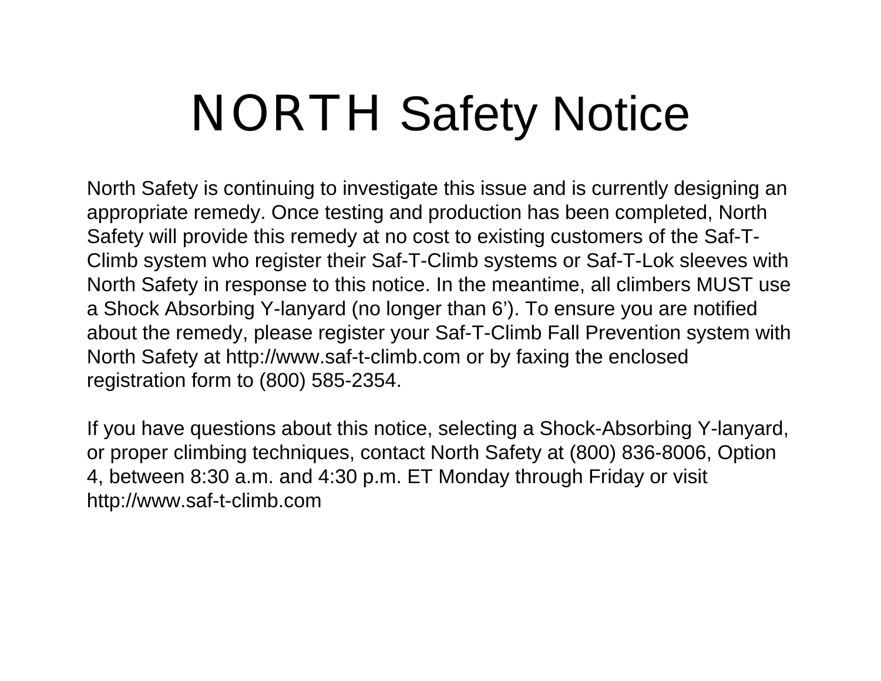# NORTH Safety Notice

North Safety is continuing to investigate this issue and is currently designing an appropriate remedy. Once testing and production has been completed, North Safety will provide this remedy at no cost to existing customers of the Saf-T-Climb system who register their Saf-T-Climb systems or Saf-T-Lok sleeves with North Safety in response to this notice. In the meantime, all climbers MUST use a Shock Absorbing Y-lanyard (no longer than 6'). To ensure you are notified about the remedy, please register your Saf-T-Climb Fall Prevention system with North Safety at http://www.saf-t-climb.com or by faxing the enclosed registration form to (800) 585-2354.

If you have questions about this notice, selecting a Shock-Absorbing Y-lanyard, or proper climbing techniques, contact North Safety at (800) 836-8006, Option 4, between 8:30 a.m. and 4:30 p.m. ET Monday through Friday or visit http://www.saf-t-climb.com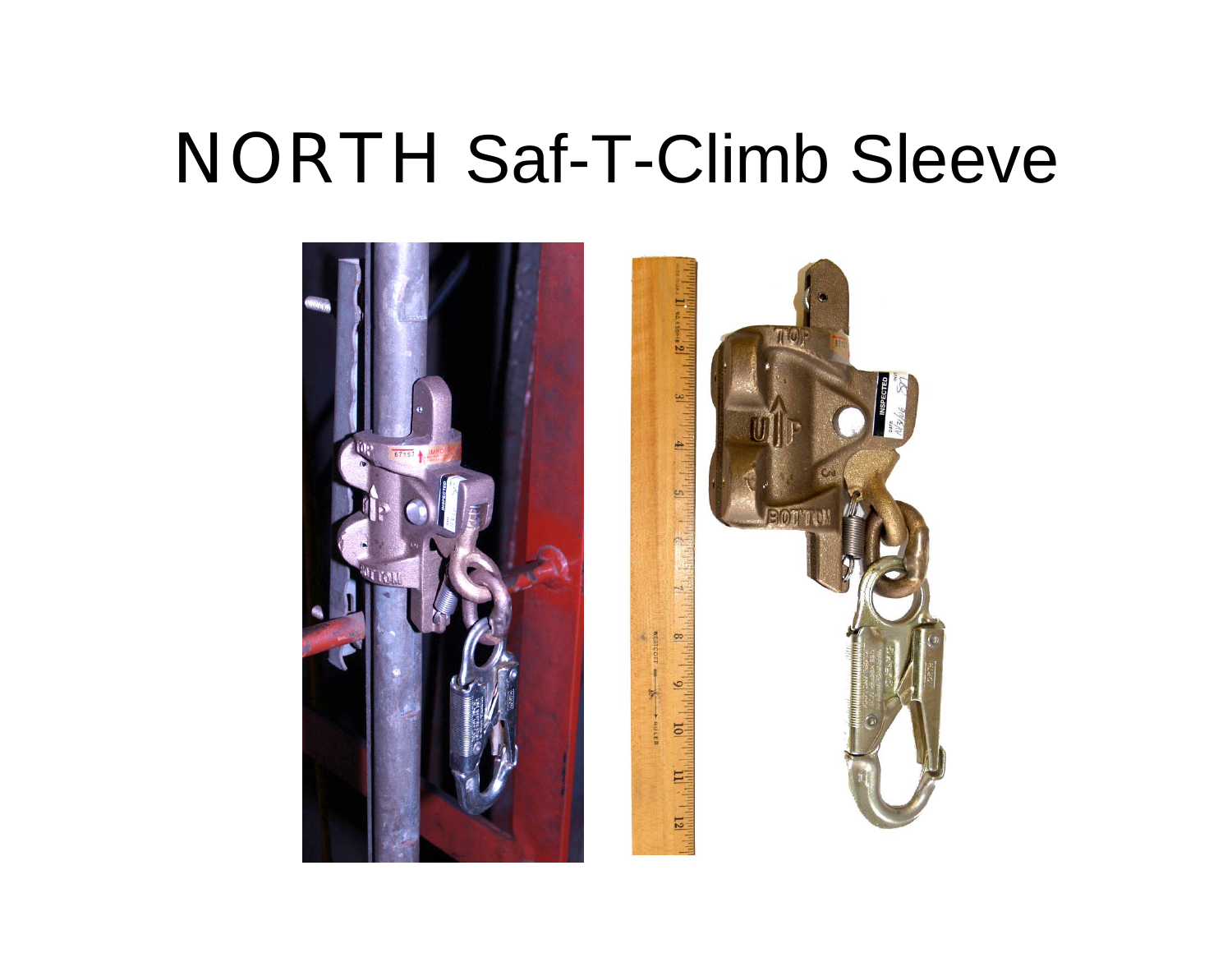# NORTH Saf-T-Climb Sleeve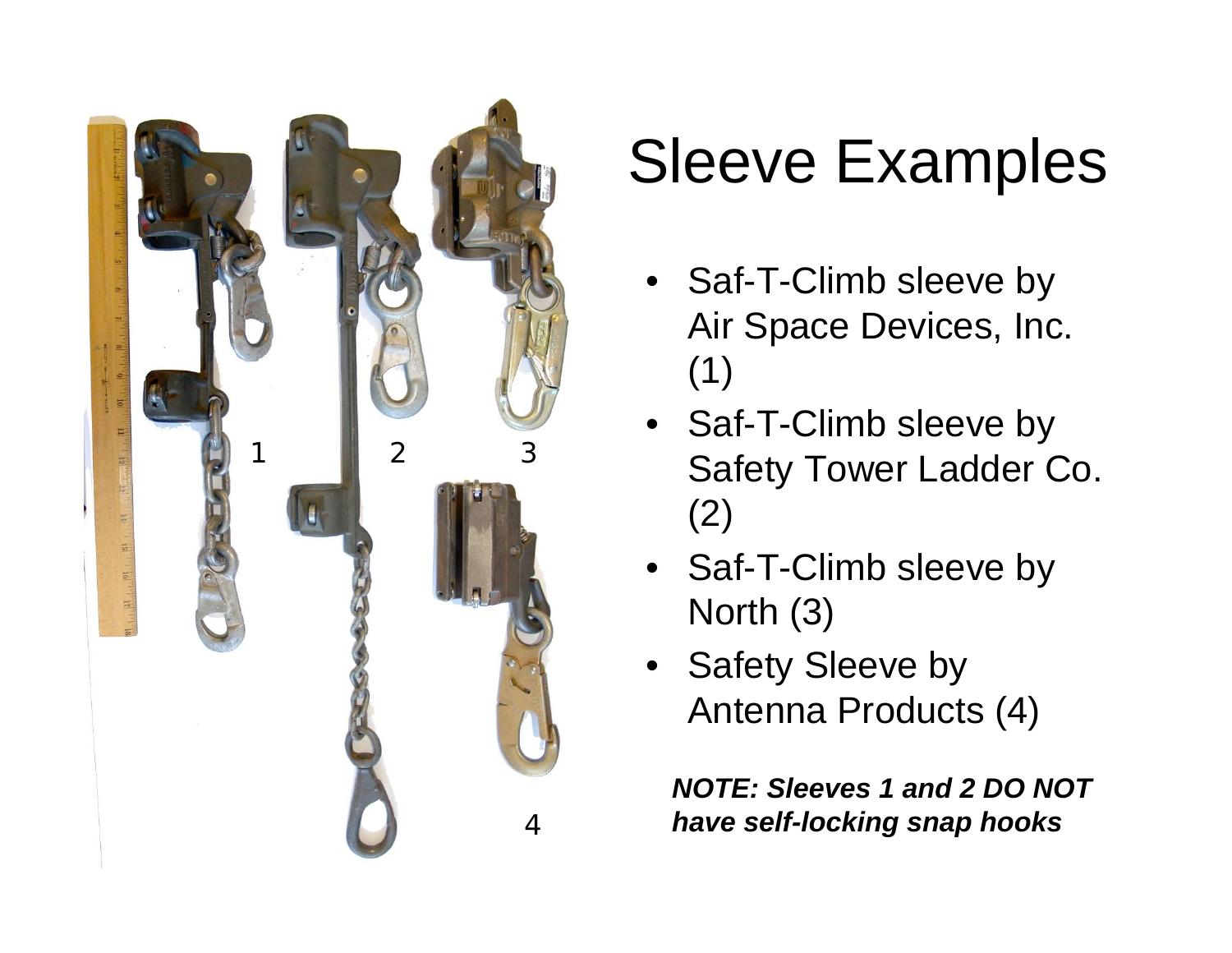# Sleeve Examples

- Saf-T-Climb sleeve by Air Space Devices, Inc. (1)
- Saf-T-Climb sleeve by Safety Tower Ladder Co. (2)
- Saf-T-Climb sleeve by North (3)
- Safety Sleeve by Antenna Products (4)

***NOTE: Sleeves 1 and 2 DO NOT have self-locking snap hooks***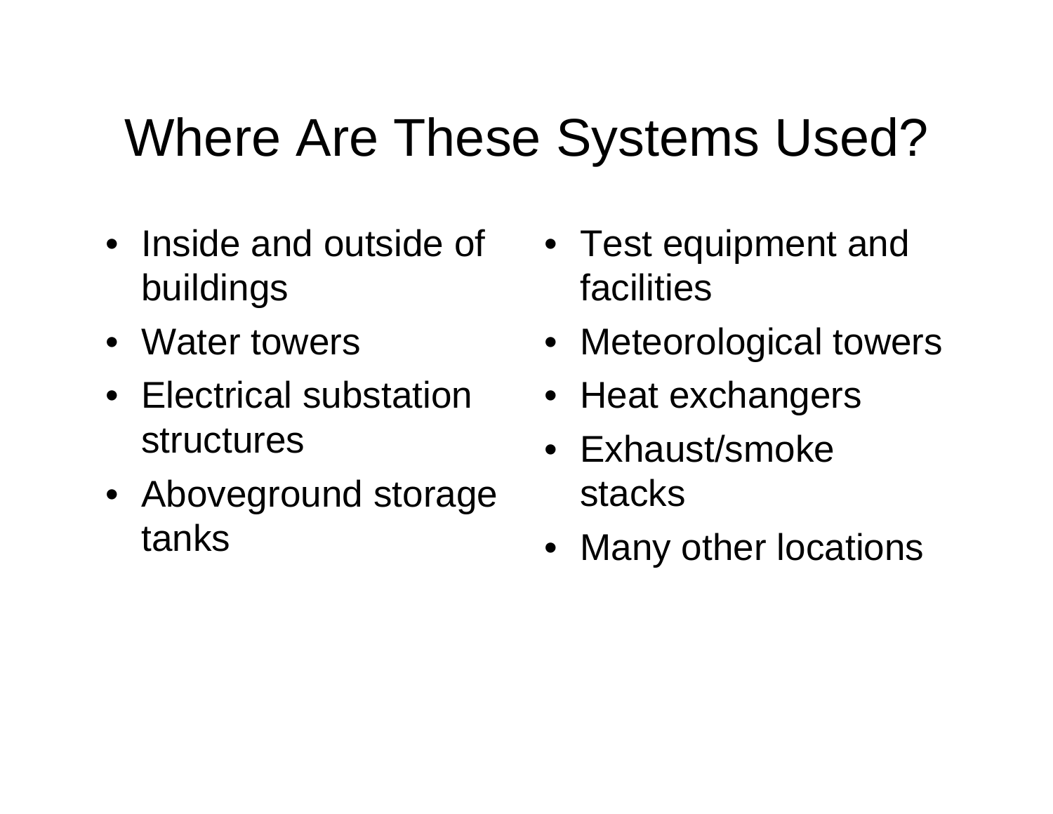# Where Are These Systems Used?

- Inside and outside of buildings
- Water towers
- Electrical substation structures
- Aboveground storage tanks
- Test equipment and facilities
- Meteorological towers
- Heat exchangers
- Exhaust/smoke stacks
- Many other locations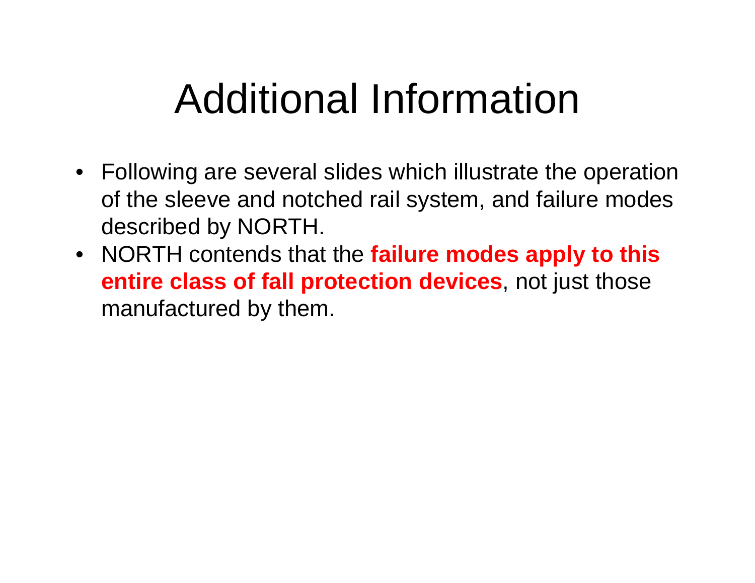# Additional Information

- Following are several slides which illustrate the operation of the sleeve and notched rail system, and failure modes described by NORTH.
- NORTH contends that the **failure modes apply to this entire class of fall protection devices**, not just those manufactured by them.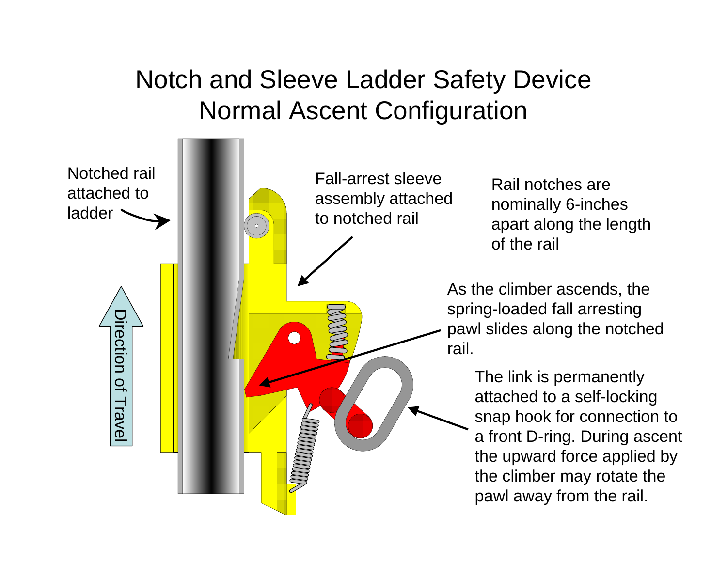# Notch and Sleeve Ladder Safety Device
## Normal Ascent Configuration

Notched rail attached to ladder

Fall-arrest sleeve assembly attached to notched rail

Rail notches are nominally 6-inches apart along the length of the rail

As the climber ascends, the spring-loaded fall arresting pawl slides along the notched rail.

The link is permanently attached to a self-locking snap hook for connection to a front D-ring. During ascent the upward force applied by the climber may rotate the pawl away from the rail.

Direction of Travel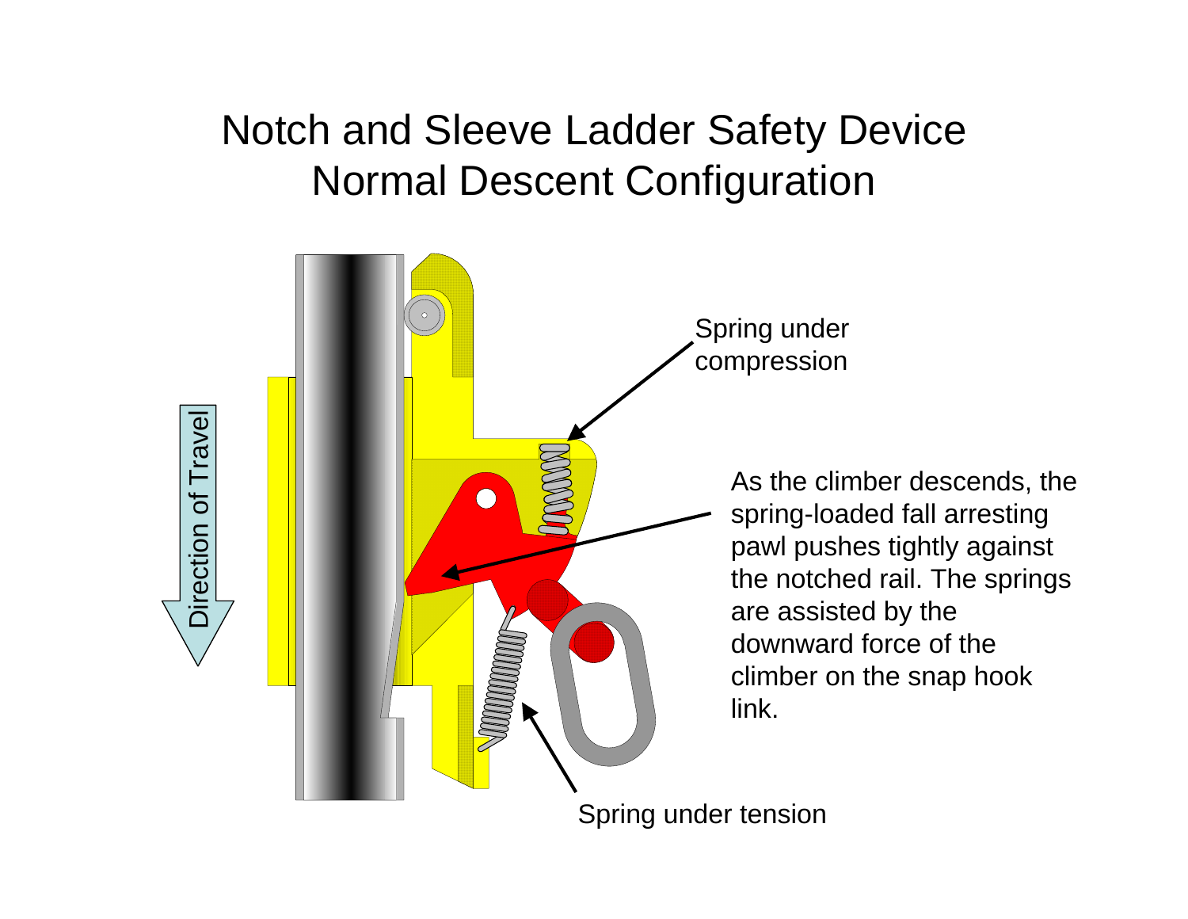# Notch and Sleeve Ladder Safety Device
# Normal Descent Configuration

Direction of Travel

Spring under compression

As the climber descends, the spring-loaded fall arresting pawl pushes tightly against the notched rail. The springs are assisted by the downward force of the climber on the snap hook link.

Spring under tension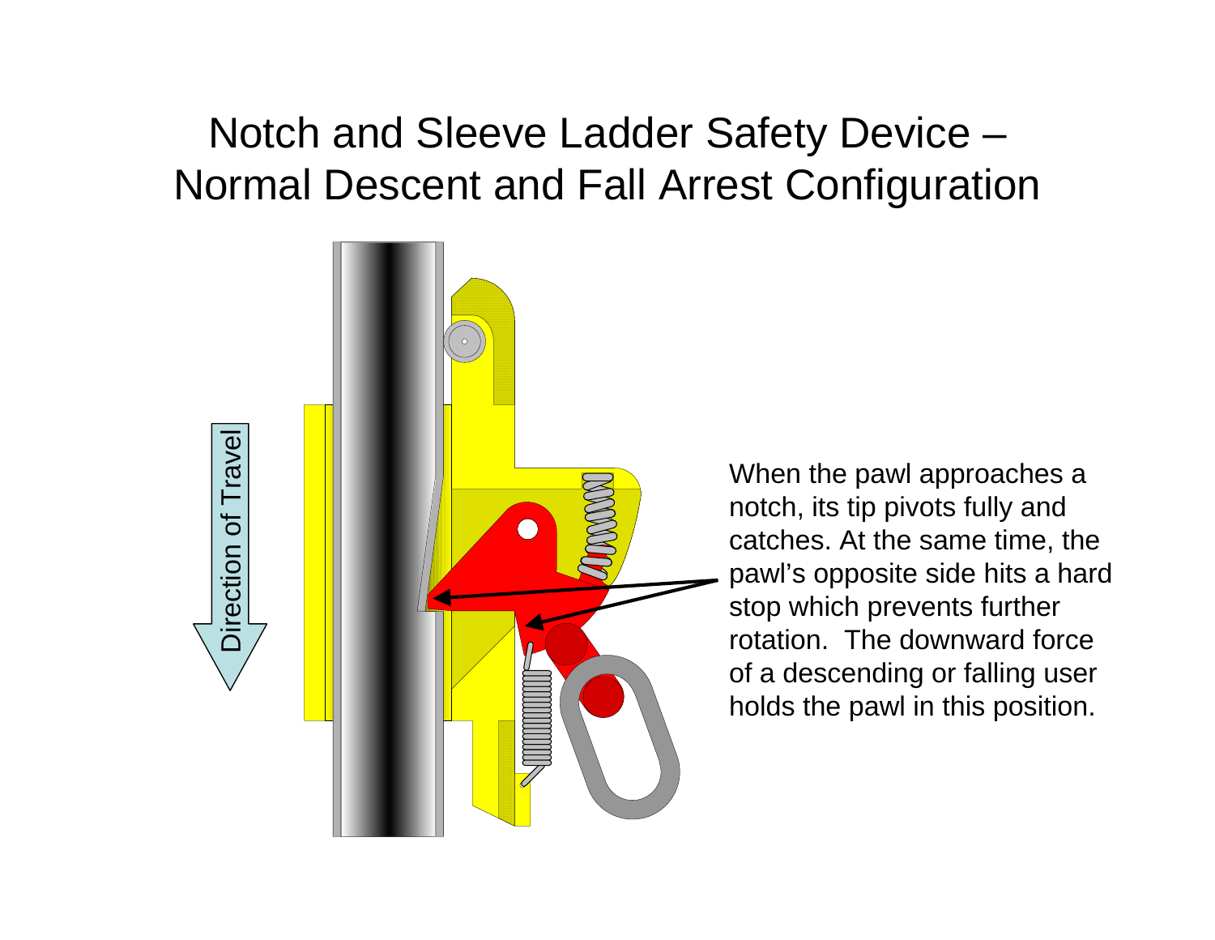# Notch and Sleeve Ladder Safety Device – Normal Descent and Fall Arrest Configuration

Direction of Travel

When the pawl approaches a notch, its tip pivots fully and catches. At the same time, the pawl's opposite side hits a hard stop which prevents further rotation. The downward force of a descending or falling user holds the pawl in this position.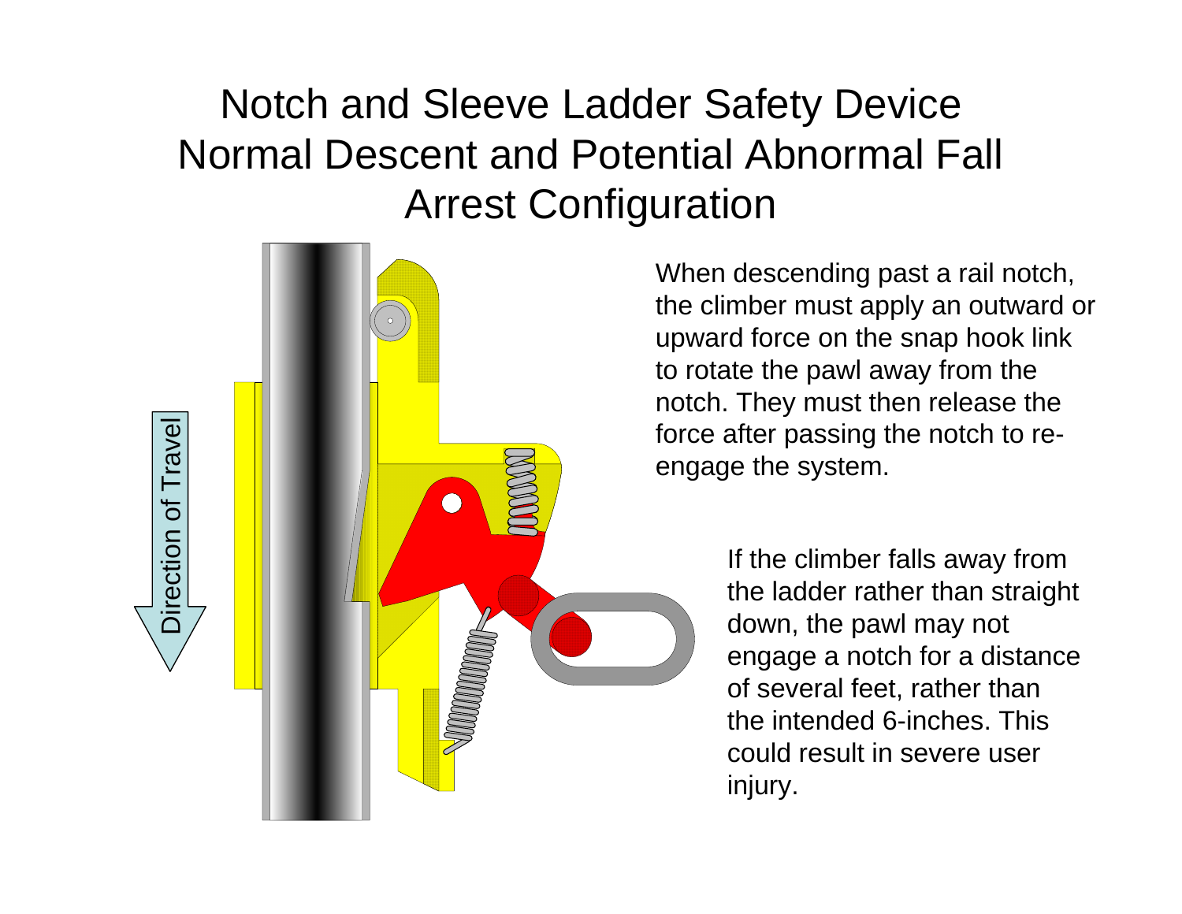# Notch and Sleeve Ladder Safety Device Normal Descent and Potential Abnormal Fall Arrest Configuration

Direction of Travel

When descending past a rail notch, the climber must apply an outward or upward force on the snap hook link to rotate the pawl away from the notch. They must then release the force after passing the notch to re-engage the system.

If the climber falls away from the ladder rather than straight down, the pawl may not engage a notch for a distance of several feet, rather than the intended 6-inches. This could result in severe user injury.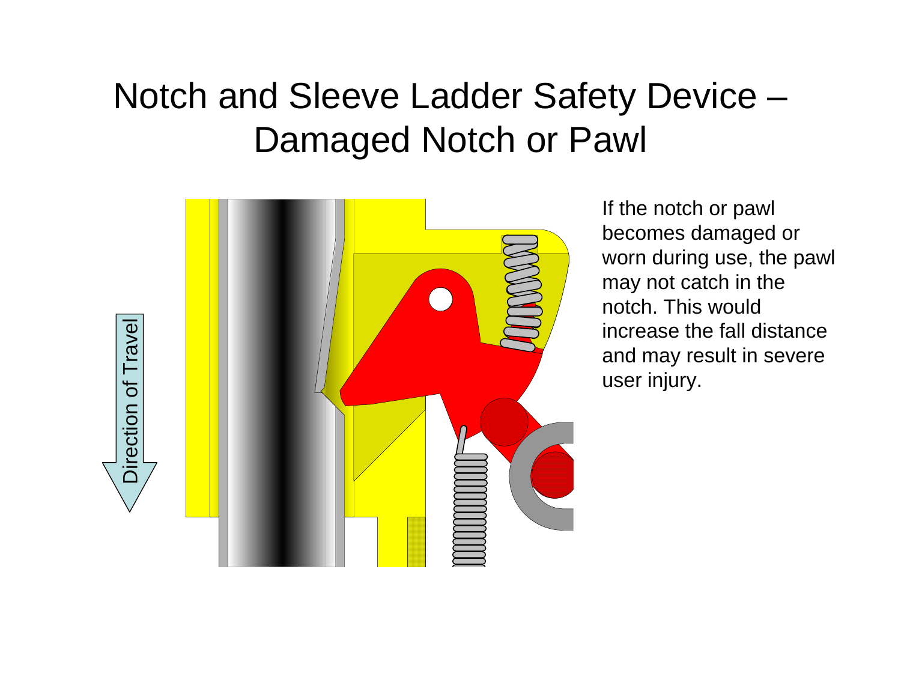# Notch and Sleeve Ladder Safety Device – Damaged Notch or Pawl

Direction of Travel

If the notch or pawl becomes damaged or worn during use, the pawl may not catch in the notch. This would increase the fall distance and may result in severe user injury.